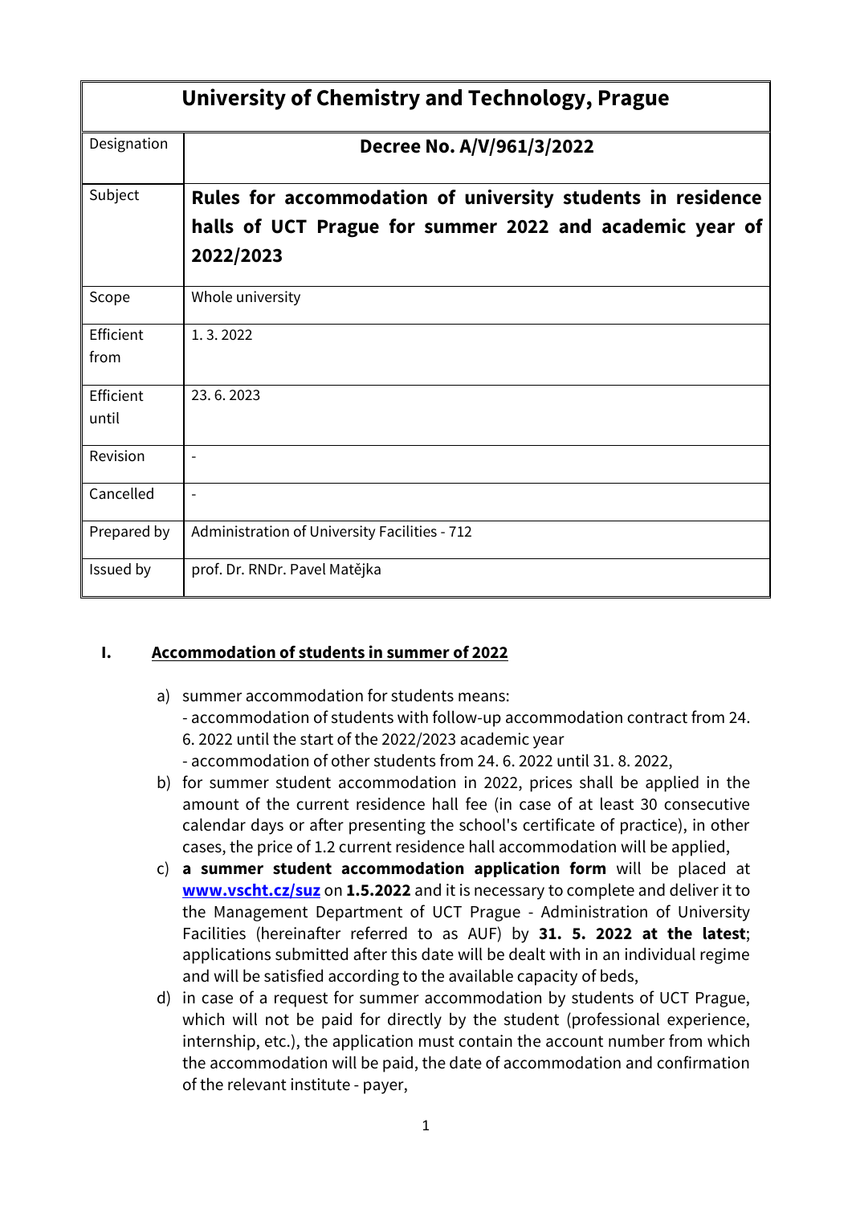| University of Chemistry and Technology, Prague | |
|---|---|
| Designation | **Decree No. A/V/961/3/2022** |
| Subject | **Rules for accommodation of university students in residence halls of UCT Prague for summer 2022 and academic year of 2022/2023** |
| Scope | Whole university |
| Efficient from | 1. 3. 2022 |
| Efficient until | 23. 6. 2023 |
| Revision | - |
| Cancelled | - |
| Prepared by | Administration of University Facilities - 712 |
| Issued by | prof. Dr. RNDr. Pavel Matějka |

## I. Accommodation of students in summer of 2022

a) summer accommodation for students means:
   - accommodation of students with follow-up accommodation contract from 24. 6. 2022 until the start of the 2022/2023 academic year
   - accommodation of other students from 24. 6. 2022 until 31. 8. 2022,

b) for summer student accommodation in 2022, prices shall be applied in the amount of the current residence hall fee (in case of at least 30 consecutive calendar days or after presenting the school's certificate of practice), in other cases, the price of 1.2 current residence hall accommodation will be applied,

c) **a summer student accommodation application form** will be placed at **[www.vscht.cz/suz](http://www.vscht.cz/suz)** on **1.5.2022** and it is necessary to complete and deliver it to the Management Department of UCT Prague - Administration of University Facilities (hereinafter referred to as AUF) by **31. 5. 2022 at the latest**; applications submitted after this date will be dealt with in an individual regime and will be satisfied according to the available capacity of beds,

d) in case of a request for summer accommodation by students of UCT Prague, which will not be paid for directly by the student (professional experience, internship, etc.), the application must contain the account number from which the accommodation will be paid, the date of accommodation and confirmation of the relevant institute - payer,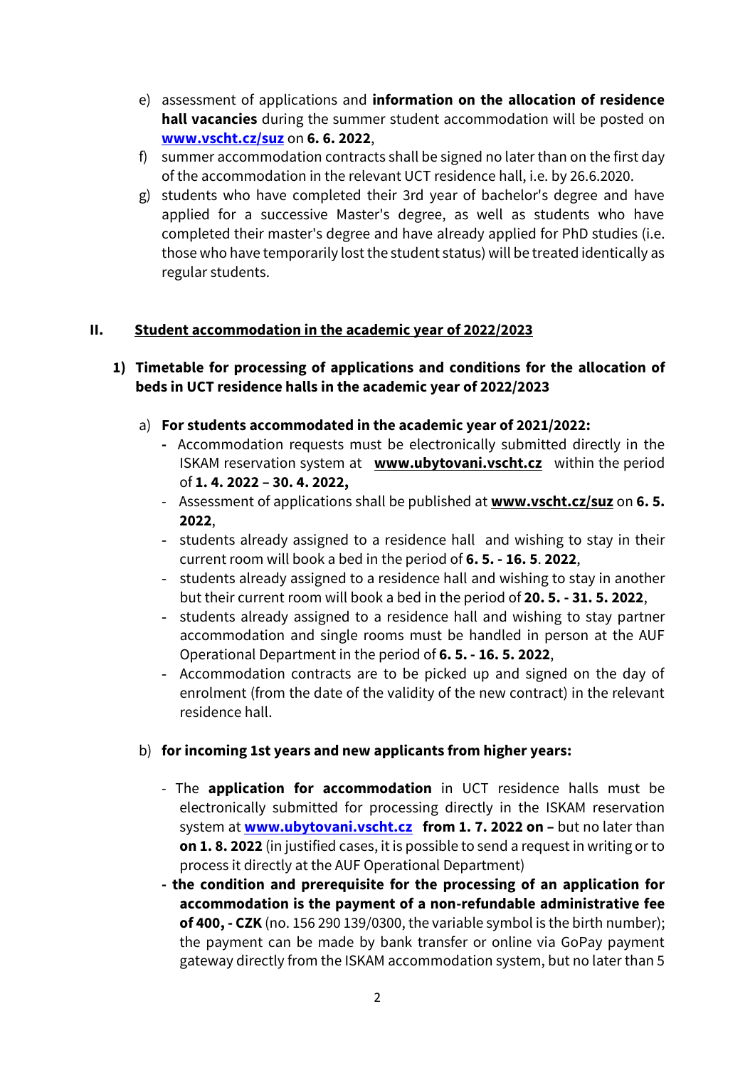e) assessment of applications and **information on the allocation of residence hall vacancies** during the summer student accommodation will be posted on **[www.vscht.cz/suz](www.vscht.cz/suz)** on **6. 6. 2022**,

f) summer accommodation contracts shall be signed no later than on the first day of the accommodation in the relevant UCT residence hall, i.e. by 26.6.2020.

g) students who have completed their 3rd year of bachelor's degree and have applied for a successive Master's degree, as well as students who have completed their master's degree and have already applied for PhD studies (i.e. those who have temporarily lost the student status) will be treated identically as regular students.

## II. Student accommodation in the academic year of 2022/2023

### 1) Timetable for processing of applications and conditions for the allocation of beds in UCT residence halls in the academic year of 2022/2023

a) **For students accommodated in the academic year of 2021/2022:**

- Accommodation requests must be electronically submitted directly in the ISKAM reservation system at **www.ubytovani.vscht.cz** within the period of **1. 4. 2022 – 30. 4. 2022,**
- Assessment of applications shall be published at **www.vscht.cz/suz** on **6. 5. 2022**,
- students already assigned to a residence hall and wishing to stay in their current room will book a bed in the period of **6. 5. - 16. 5. 2022**,
- students already assigned to a residence hall and wishing to stay in another but their current room will book a bed in the period of **20. 5. - 31. 5. 2022**,
- students already assigned to a residence hall and wishing to stay partner accommodation and single rooms must be handled in person at the AUF Operational Department in the period of **6. 5. - 16. 5. 2022**,
- Accommodation contracts are to be picked up and signed on the day of enrolment (from the date of the validity of the new contract) in the relevant residence hall.

b) **for incoming 1st years and new applicants from higher years:**

- The **application for accommodation** in UCT residence halls must be electronically submitted for processing directly in the ISKAM reservation system at **[www.ubytovani.vscht.cz](www.ubytovani.vscht.cz)** **from 1. 7. 2022 on –** but no later than **on 1. 8. 2022** (in justified cases, it is possible to send a request in writing or to process it directly at the AUF Operational Department)
- **the condition and prerequisite for the processing of an application for accommodation is the payment of a non-refundable administrative fee of 400, - CZK** (no. 156 290 139/0300, the variable symbol is the birth number); the payment can be made by bank transfer or online via GoPay payment gateway directly from the ISKAM accommodation system, but no later than 5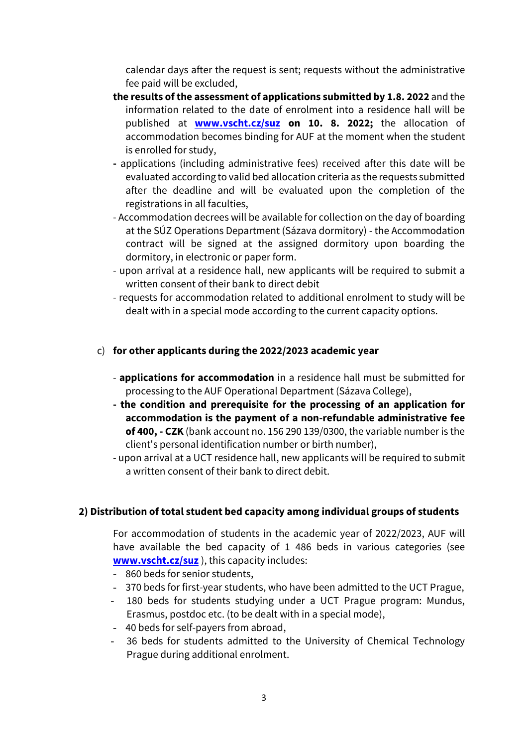calendar days after the request is sent; requests without the administrative fee paid will be excluded,

**the results of the assessment of applications submitted by 1.8. 2022** and the information related to the date of enrolment into a residence hall will be published at **[www.vscht.cz/suz](www.vscht.cz/suz) on 10. 8. 2022;** the allocation of accommodation becomes binding for AUF at the moment when the student is enrolled for study,

- applications (including administrative fees) received after this date will be evaluated according to valid bed allocation criteria as the requests submitted after the deadline and will be evaluated upon the completion of the registrations in all faculties,
- Accommodation decrees will be available for collection on the day of boarding at the SÚZ Operations Department (Sázava dormitory) - the Accommodation contract will be signed at the assigned dormitory upon boarding the dormitory, in electronic or paper form.
- upon arrival at a residence hall, new applicants will be required to submit a written consent of their bank to direct debit
- requests for accommodation related to additional enrolment to study will be dealt with in a special mode according to the current capacity options.

c) **for other applicants during the 2022/2023 academic year**

- **applications for accommodation** in a residence hall must be submitted for processing to the AUF Operational Department (Sázava College),
- **the condition and prerequisite for the processing of an application for accommodation is the payment of a non-refundable administrative fee of 400, - CZK** (bank account no. 156 290 139/0300, the variable number is the client's personal identification number or birth number),
- upon arrival at a UCT residence hall, new applicants will be required to submit a written consent of their bank to direct debit.

### 2) Distribution of total student bed capacity among individual groups of students

For accommodation of students in the academic year of 2022/2023, AUF will have available the bed capacity of 1 486 beds in various categories (see **[www.vscht.cz/suz](www.vscht.cz/suz)** ), this capacity includes:

- 860 beds for senior students,
- 370 beds for first-year students, who have been admitted to the UCT Prague,
- 180 beds for students studying under a UCT Prague program: Mundus, Erasmus, postdoc etc. (to be dealt with in a special mode),
- 40 beds for self-payers from abroad,
- 36 beds for students admitted to the University of Chemical Technology Prague during additional enrolment.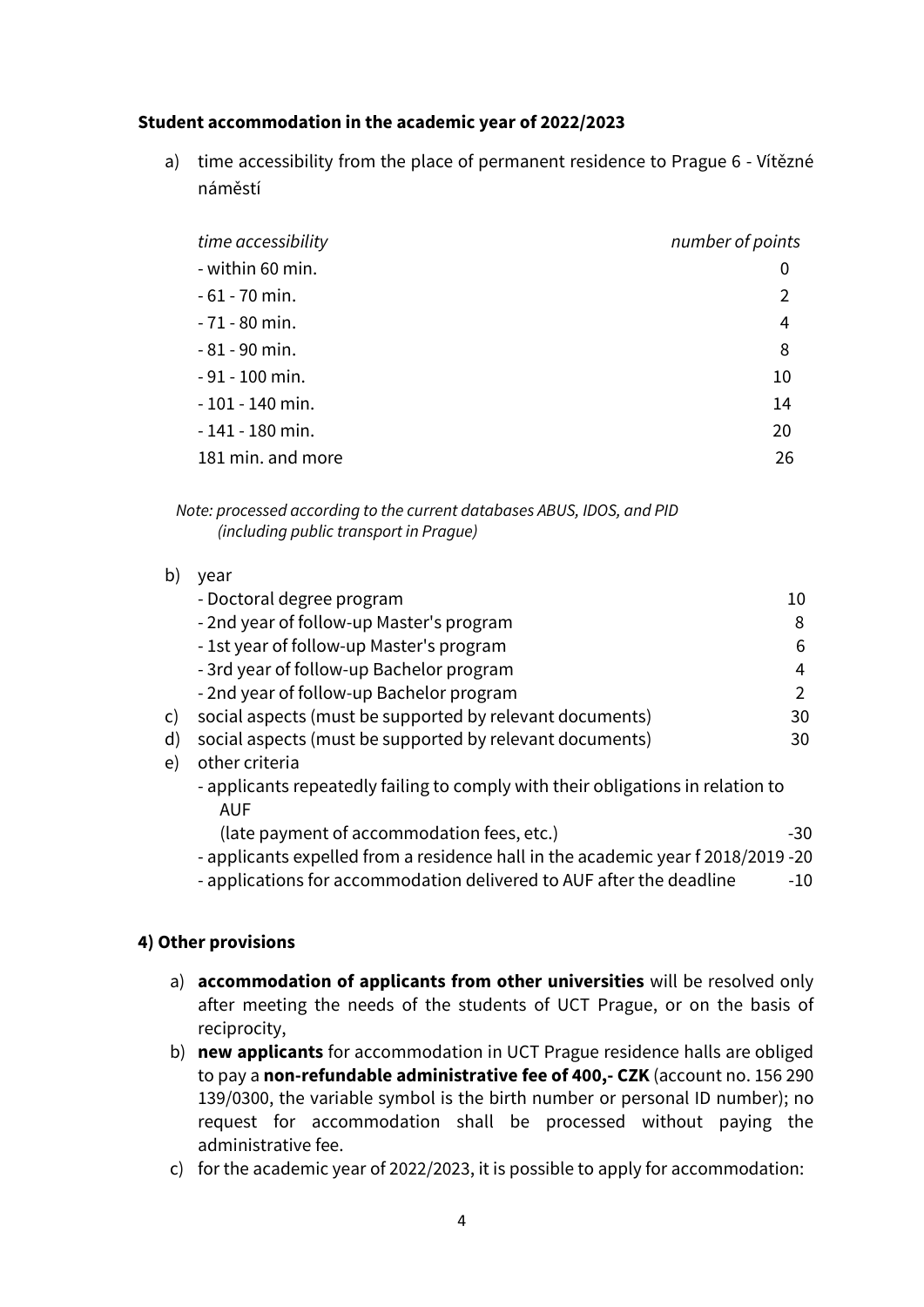**Student accommodation in the academic year of 2022/2023**

a) time accessibility from the place of permanent residence to Prague 6 - Vítězné náměstí

| *time accessibility* | *number of points* |
|---|---|
| - within 60 min. | 0 |
| - 61 - 70 min. | 2 |
| - 71 - 80 min. | 4 |
| - 81 - 90 min. | 8 |
| - 91 - 100 min. | 10 |
| - 101 - 140 min. | 14 |
| - 141 - 180 min. | 20 |
| 181 min. and more | 26 |

*Note: processed according to the current databases ABUS, IDOS, and PID (including public transport in Prague)*

b) year

| | |
|---|---|
| - Doctoral degree program | 10 |
| - 2nd year of follow-up Master's program | 8 |
| - 1st year of follow-up Master's program | 6 |
| - 3rd year of follow-up Bachelor program | 4 |
| - 2nd year of follow-up Bachelor program | 2 |

c) social aspects (must be supported by relevant documents) 30

d) social aspects (must be supported by relevant documents) 30

e) other criteria

- applicants repeatedly failing to comply with their obligations in relation to AUF (late payment of accommodation fees, etc.) -30
- applicants expelled from a residence hall in the academic year f 2018/2019 -20
- applications for accommodation delivered to AUF after the deadline -10

**4) Other provisions**

a) **accommodation of applicants from other universities** will be resolved only after meeting the needs of the students of UCT Prague, or on the basis of reciprocity,

b) **new applicants** for accommodation in UCT Prague residence halls are obliged to pay a **non-refundable administrative fee of 400,- CZK** (account no. 156 290 139/0300, the variable symbol is the birth number or personal ID number); no request for accommodation shall be processed without paying the administrative fee.

c) for the academic year of 2022/2023, it is possible to apply for accommodation: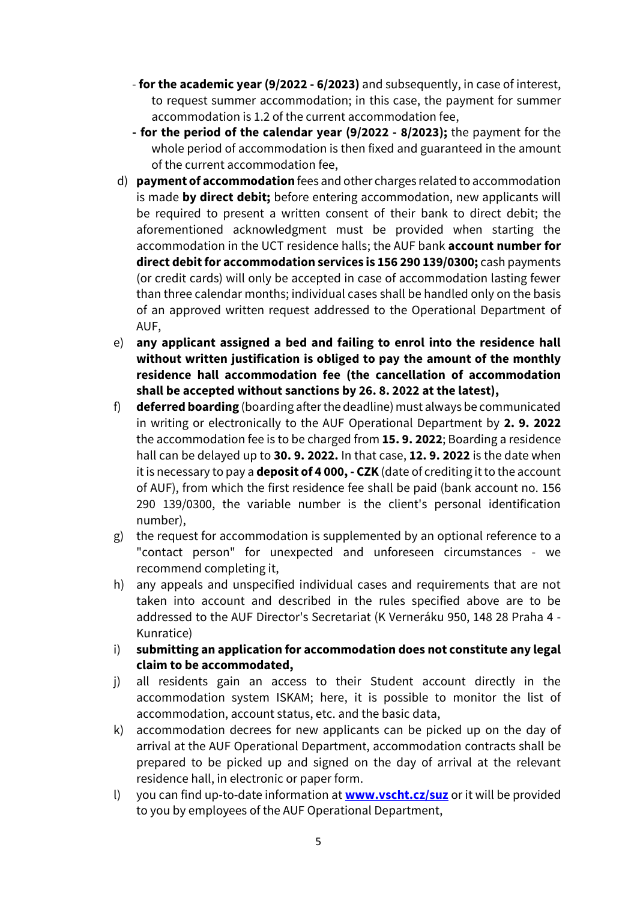- **for the academic year (9/2022 - 6/2023)** and subsequently, in case of interest, to request summer accommodation; in this case, the payment for summer accommodation is 1.2 of the current accommodation fee,
- **for the period of the calendar year (9/2022 - 8/2023);** the payment for the whole period of accommodation is then fixed and guaranteed in the amount of the current accommodation fee,

d) **payment of accommodation** fees and other charges related to accommodation is made **by direct debit;** before entering accommodation, new applicants will be required to present a written consent of their bank to direct debit; the aforementioned acknowledgment must be provided when starting the accommodation in the UCT residence halls; the AUF bank **account number for direct debit for accommodation services is 156 290 139/0300;** cash payments (or credit cards) will only be accepted in case of accommodation lasting fewer than three calendar months; individual cases shall be handled only on the basis of an approved written request addressed to the Operational Department of AUF,

e) **any applicant assigned a bed and failing to enrol into the residence hall without written justification is obliged to pay the amount of the monthly residence hall accommodation fee (the cancellation of accommodation shall be accepted without sanctions by 26. 8. 2022 at the latest),**

f) **deferred boarding** (boarding after the deadline) must always be communicated in writing or electronically to the AUF Operational Department by **2. 9. 2022** the accommodation fee is to be charged from **15. 9. 2022**; Boarding a residence hall can be delayed up to **30. 9. 2022.** In that case, **12. 9. 2022** is the date when it is necessary to pay a **deposit of 4 000, - CZK** (date of crediting it to the account of AUF), from which the first residence fee shall be paid (bank account no. 156 290 139/0300, the variable number is the client's personal identification number),

g) the request for accommodation is supplemented by an optional reference to a "contact person" for unexpected and unforeseen circumstances - we recommend completing it,

h) any appeals and unspecified individual cases and requirements that are not taken into account and described in the rules specified above are to be addressed to the AUF Director's Secretariat (K Verneráku 950, 148 28 Praha 4 - Kunratice)

i) **submitting an application for accommodation does not constitute any legal claim to be accommodated,**

j) all residents gain an access to their Student account directly in the accommodation system ISKAM; here, it is possible to monitor the list of accommodation, account status, etc. and the basic data,

k) accommodation decrees for new applicants can be picked up on the day of arrival at the AUF Operational Department, accommodation contracts shall be prepared to be picked up and signed on the day of arrival at the relevant residence hall, in electronic or paper form.

l) you can find up-to-date information at **[www.vscht.cz/suz](http://www.vscht.cz/suz)** or it will be provided to you by employees of the AUF Operational Department,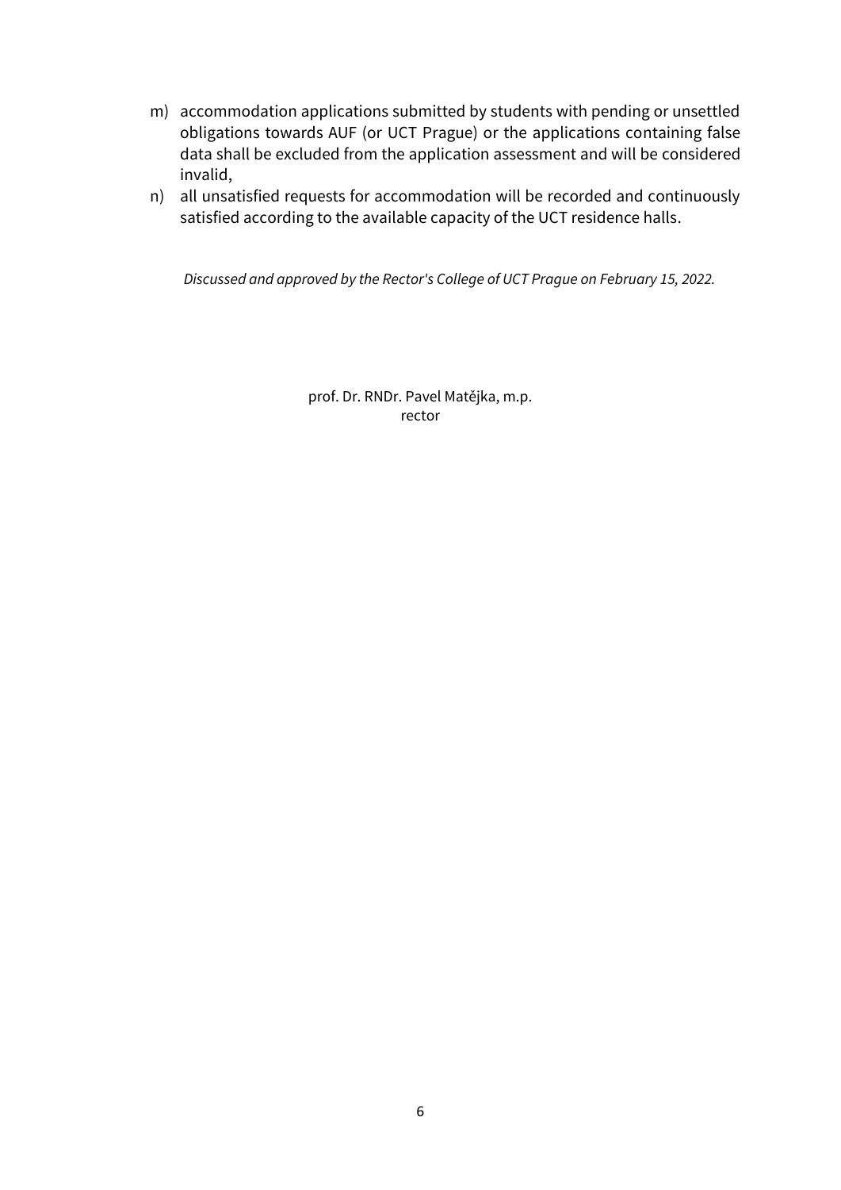m) accommodation applications submitted by students with pending or unsettled obligations towards AUF (or UCT Prague) or the applications containing false data shall be excluded from the application assessment and will be considered invalid,

n) all unsatisfied requests for accommodation will be recorded and continuously satisfied according to the available capacity of the UCT residence halls.

*Discussed and approved by the Rector's College of UCT Prague on February 15, 2022.*

prof. Dr. RNDr. Pavel Matějka, m.p.
rector